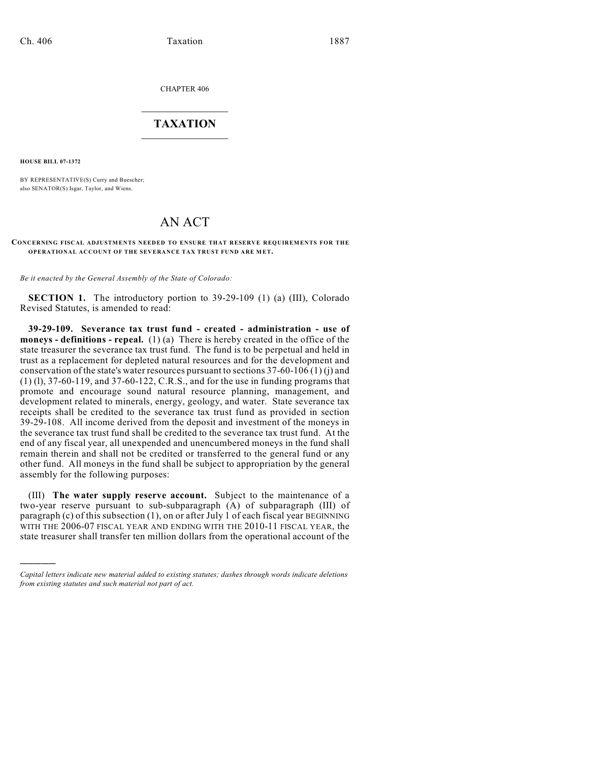CHAPTER 406

# TAXATION

**HOUSE BILL 07-1372**

BY REPRESENTATIVE(S) Curry and Buescher;
also SENATOR(S) Isgar, Taylor, and Wiens.

# AN ACT

**CONCERNING FISCAL ADJUSTMENTS NEEDED TO ENSURE THAT RESERVE REQUIREMENTS FOR THE OPERATIONAL ACCOUNT OF THE SEVERANCE TAX TRUST FUND ARE MET.**

*Be it enacted by the General Assembly of the State of Colorado:*

**SECTION 1.** The introductory portion to 39-29-109 (1) (a) (III), Colorado Revised Statutes, is amended to read:

**39-29-109. Severance tax trust fund - created - administration - use of moneys - definitions - repeal.** (1) (a) There is hereby created in the office of the state treasurer the severance tax trust fund. The fund is to be perpetual and held in trust as a replacement for depleted natural resources and for the development and conservation of the state's water resources pursuant to sections 37-60-106 (1) (j) and (1) (l), 37-60-119, and 37-60-122, C.R.S., and for the use in funding programs that promote and encourage sound natural resource planning, management, and development related to minerals, energy, geology, and water. State severance tax receipts shall be credited to the severance tax trust fund as provided in section 39-29-108. All income derived from the deposit and investment of the moneys in the severance tax trust fund shall be credited to the severance tax trust fund. At the end of any fiscal year, all unexpended and unencumbered moneys in the fund shall remain therein and shall not be credited or transferred to the general fund or any other fund. All moneys in the fund shall be subject to appropriation by the general assembly for the following purposes:

(III) **The water supply reserve account.** Subject to the maintenance of a two-year reserve pursuant to sub-subparagraph (A) of subparagraph (III) of paragraph (c) of this subsection (1), on or after July 1 of each fiscal year BEGINNING WITH THE 2006-07 FISCAL YEAR AND ENDING WITH THE 2010-11 FISCAL YEAR, the state treasurer shall transfer ten million dollars from the operational account of the

————————

*Capital letters indicate new material added to existing statutes; dashes through words indicate deletions from existing statutes and such material not part of act.*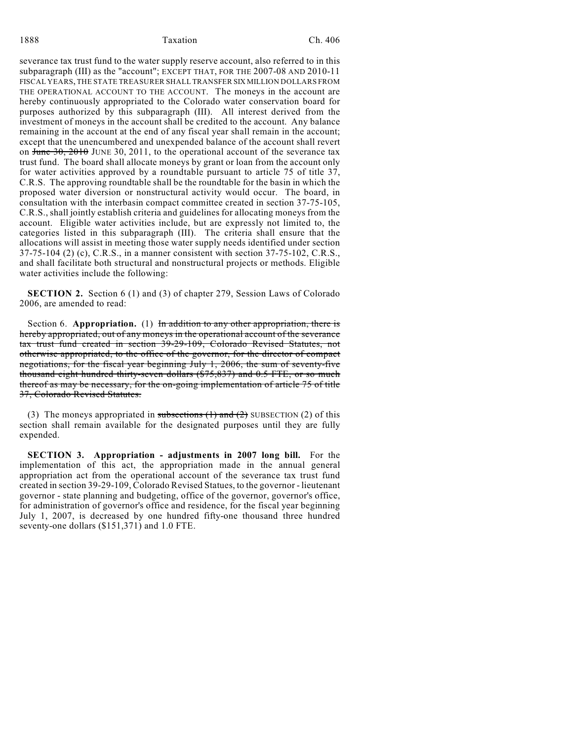severance tax trust fund to the water supply reserve account, also referred to in this subparagraph (III) as the "account"; EXCEPT THAT, FOR THE 2007-08 AND 2010-11 FISCAL YEARS, THE STATE TREASURER SHALL TRANSFER SIX MILLION DOLLARS FROM THE OPERATIONAL ACCOUNT TO THE ACCOUNT. The moneys in the account are hereby continuously appropriated to the Colorado water conservation board for purposes authorized by this subparagraph (III). All interest derived from the investment of moneys in the account shall be credited to the account. Any balance remaining in the account at the end of any fiscal year shall remain in the account; except that the unencumbered and unexpended balance of the account shall revert on ~~June 30, 2010~~ JUNE 30, 2011, to the operational account of the severance tax trust fund. The board shall allocate moneys by grant or loan from the account only for water activities approved by a roundtable pursuant to article 75 of title 37, C.R.S. The approving roundtable shall be the roundtable for the basin in which the proposed water diversion or nonstructural activity would occur. The board, in consultation with the interbasin compact committee created in section 37-75-105, C.R.S., shall jointly establish criteria and guidelines for allocating moneys from the account. Eligible water activities include, but are expressly not limited to, the categories listed in this subparagraph (III). The criteria shall ensure that the allocations will assist in meeting those water supply needs identified under section 37-75-104 (2) (c), C.R.S., in a manner consistent with section 37-75-102, C.R.S., and shall facilitate both structural and nonstructural projects or methods. Eligible water activities include the following:

**SECTION 2.** Section 6 (1) and (3) of chapter 279, Session Laws of Colorado 2006, are amended to read:

Section 6. **Appropriation.** (1) ~~In addition to any other appropriation, there is hereby appropriated, out of any moneys in the operational account of the severance tax trust fund created in section 39-29-109, Colorado Revised Statutes, not otherwise appropriated, to the office of the governor, for the director of compact negotiations, for the fiscal year beginning July 1, 2006, the sum of seventy-five thousand eight hundred thirty-seven dollars ($75,837) and 0.5 FTE, or so much thereof as may be necessary, for the on-going implementation of article 75 of title 37, Colorado Revised Statutes.~~

(3) The moneys appropriated in ~~subsections (1) and (2)~~ SUBSECTION (2) of this section shall remain available for the designated purposes until they are fully expended.

**SECTION 3. Appropriation - adjustments in 2007 long bill.** For the implementation of this act, the appropriation made in the annual general appropriation act from the operational account of the severance tax trust fund created in section 39-29-109, Colorado Revised Statues, to the governor - lieutenant governor - state planning and budgeting, office of the governor, governor's office, for administration of governor's office and residence, for the fiscal year beginning July 1, 2007, is decreased by one hundred fifty-one thousand three hundred seventy-one dollars ($151,371) and 1.0 FTE.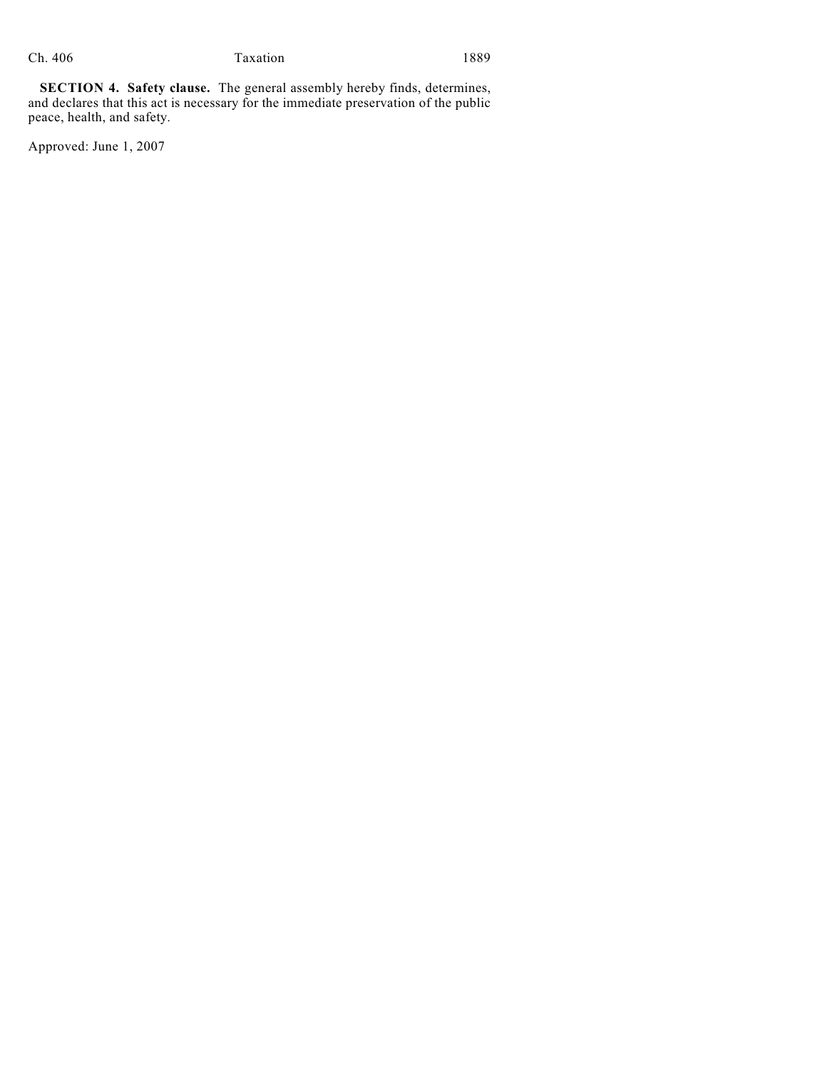**SECTION 4. Safety clause.** The general assembly hereby finds, determines, and declares that this act is necessary for the immediate preservation of the public peace, health, and safety.

Approved: June 1, 2007